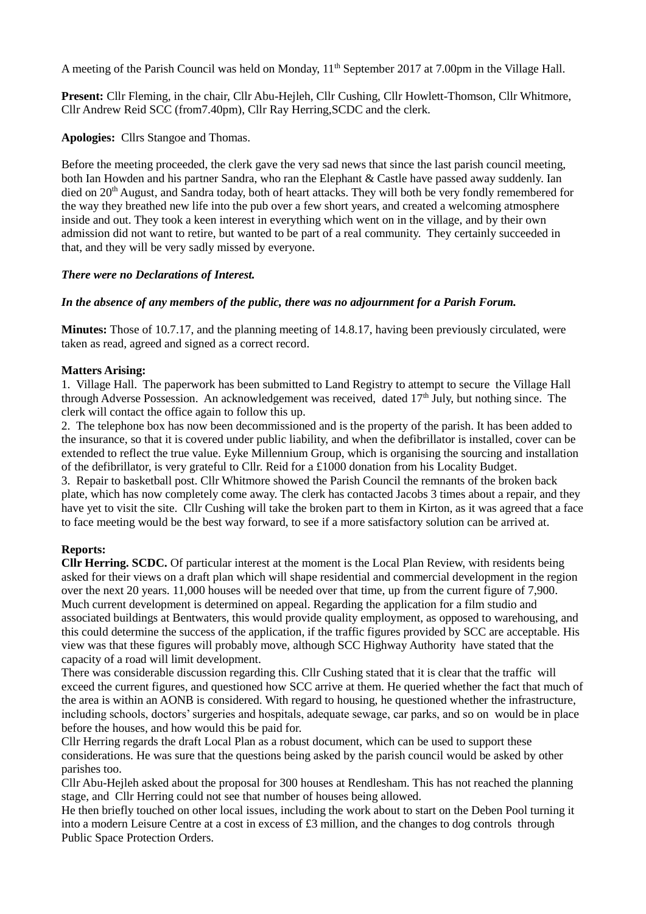A meeting of the Parish Council was held on Monday, 11th September 2017 at 7.00pm in the Village Hall.

**Present:** Cllr Fleming, in the chair, Cllr Abu-Hejleh, Cllr Cushing, Cllr Howlett-Thomson, Cllr Whitmore, Cllr Andrew Reid SCC (from7.40pm), Cllr Ray Herring,SCDC and the clerk.

**Apologies:** Cllrs Stangoe and Thomas.

Before the meeting proceeded, the clerk gave the very sad news that since the last parish council meeting, both Ian Howden and his partner Sandra, who ran the Elephant & Castle have passed away suddenly. Ian died on 20th August, and Sandra today, both of heart attacks. They will both be very fondly remembered for the way they breathed new life into the pub over a few short years, and created a welcoming atmosphere inside and out. They took a keen interest in everything which went on in the village, and by their own admission did not want to retire, but wanted to be part of a real community. They certainly succeeded in that, and they will be very sadly missed by everyone.

***There were no Declarations of Interest.***

***In the absence of any members of the public, there was no adjournment for a Parish Forum.***

**Minutes:** Those of 10.7.17, and the planning meeting of 14.8.17, having been previously circulated, were taken as read, agreed and signed as a correct record.

**Matters Arising:**

1. Village Hall. The paperwork has been submitted to Land Registry to attempt to secure the Village Hall through Adverse Possession. An acknowledgement was received, dated 17th July, but nothing since. The clerk will contact the office again to follow this up.
2. The telephone box has now been decommissioned and is the property of the parish. It has been added to the insurance, so that it is covered under public liability, and when the defibrillator is installed, cover can be extended to reflect the true value. Eyke Millennium Group, which is organising the sourcing and installation of the defibrillator, is very grateful to Cllr. Reid for a £1000 donation from his Locality Budget.
3. Repair to basketball post. Cllr Whitmore showed the Parish Council the remnants of the broken back plate, which has now completely come away. The clerk has contacted Jacobs 3 times about a repair, and they have yet to visit the site. Cllr Cushing will take the broken part to them in Kirton, as it was agreed that a face to face meeting would be the best way forward, to see if a more satisfactory solution can be arrived at.

**Reports:**

**Cllr Herring. SCDC.** Of particular interest at the moment is the Local Plan Review, with residents being asked for their views on a draft plan which will shape residential and commercial development in the region over the next 20 years. 11,000 houses will be needed over that time, up from the current figure of 7,900. Much current development is determined on appeal. Regarding the application for a film studio and associated buildings at Bentwaters, this would provide quality employment, as opposed to warehousing, and this could determine the success of the application, if the traffic figures provided by SCC are acceptable. His view was that these figures will probably move, although SCC Highway Authority have stated that the capacity of a road will limit development.

There was considerable discussion regarding this. Cllr Cushing stated that it is clear that the traffic will exceed the current figures, and questioned how SCC arrive at them. He queried whether the fact that much of the area is within an AONB is considered. With regard to housing, he questioned whether the infrastructure, including schools, doctors' surgeries and hospitals, adequate sewage, car parks, and so on would be in place before the houses, and how would this be paid for.

Cllr Herring regards the draft Local Plan as a robust document, which can be used to support these considerations. He was sure that the questions being asked by the parish council would be asked by other parishes too.

Cllr Abu-Hejleh asked about the proposal for 300 houses at Rendlesham. This has not reached the planning stage, and Cllr Herring could not see that number of houses being allowed.

He then briefly touched on other local issues, including the work about to start on the Deben Pool turning it into a modern Leisure Centre at a cost in excess of £3 million, and the changes to dog controls through Public Space Protection Orders.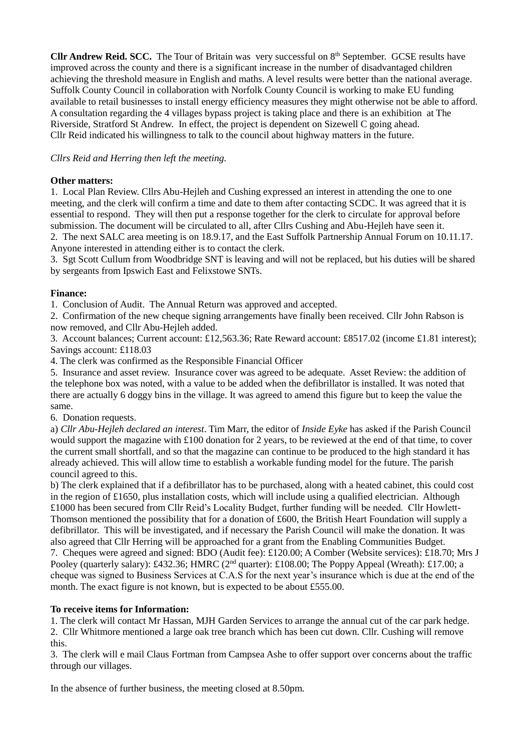**Cllr Andrew Reid. SCC.** The Tour of Britain was very successful on 8th September. GCSE results have improved across the county and there is a significant increase in the number of disadvantaged children achieving the threshold measure in English and maths. A level results were better than the national average. Suffolk County Council in collaboration with Norfolk County Council is working to make EU funding available to retail businesses to install energy efficiency measures they might otherwise not be able to afford. A consultation regarding the 4 villages bypass project is taking place and there is an exhibition at The Riverside, Stratford St Andrew. In effect, the project is dependent on Sizewell C going ahead. Cllr Reid indicated his willingness to talk to the council about highway matters in the future.

*Cllrs Reid and Herring then left the meeting.*

**Other matters:**

1. Local Plan Review. Cllrs Abu-Hejleh and Cushing expressed an interest in attending the one to one meeting, and the clerk will confirm a time and date to them after contacting SCDC. It was agreed that it is essential to respond. They will then put a response together for the clerk to circulate for approval before submission. The document will be circulated to all, after Cllrs Cushing and Abu-Hejleh have seen it.
2. The next SALC area meeting is on 18.9.17, and the East Suffolk Partnership Annual Forum on 10.11.17. Anyone interested in attending either is to contact the clerk.
3. Sgt Scott Cullum from Woodbridge SNT is leaving and will not be replaced, but his duties will be shared by sergeants from Ipswich East and Felixstowe SNTs.

**Finance:**

1. Conclusion of Audit. The Annual Return was approved and accepted.
2. Confirmation of the new cheque signing arrangements have finally been received. Cllr John Rabson is now removed, and Cllr Abu-Hejleh added.
3. Account balances; Current account: £12,563.36; Rate Reward account: £8517.02 (income £1.81 interest); Savings account: £118.03
4. The clerk was confirmed as the Responsible Financial Officer
5. Insurance and asset review. Insurance cover was agreed to be adequate. Asset Review: the addition of the telephone box was noted, with a value to be added when the defibrillator is installed. It was noted that there are actually 6 doggy bins in the village. It was agreed to amend this figure but to keep the value the same.
6. Donation requests.

a) *Cllr Abu-Hejleh declared an interest*. Tim Marr, the editor of *Inside Eyke* has asked if the Parish Council would support the magazine with £100 donation for 2 years, to be reviewed at the end of that time, to cover the current small shortfall, and so that the magazine can continue to be produced to the high standard it has already achieved. This will allow time to establish a workable funding model for the future. The parish council agreed to this.

b) The clerk explained that if a defibrillator has to be purchased, along with a heated cabinet, this could cost in the region of £1650, plus installation costs, which will include using a qualified electrician. Although £1000 has been secured from Cllr Reid's Locality Budget, further funding will be needed. Cllr Howlett-Thomson mentioned the possibility that for a donation of £600, the British Heart Foundation will supply a defibrillator. This will be investigated, and if necessary the Parish Council will make the donation. It was also agreed that Cllr Herring will be approached for a grant from the Enabling Communities Budget.

7. Cheques were agreed and signed: BDO (Audit fee): £120.00; A Comber (Website services): £18.70; Mrs J Pooley (quarterly salary): £432.36; HMRC (2nd quarter): £108.00; The Poppy Appeal (Wreath): £17.00; a cheque was signed to Business Services at C.A.S for the next year's insurance which is due at the end of the month. The exact figure is not known, but is expected to be about £555.00.

**To receive items for Information:**

1. The clerk will contact Mr Hassan, MJH Garden Services to arrange the annual cut of the car park hedge.
2. Cllr Whitmore mentioned a large oak tree branch which has been cut down. Cllr. Cushing will remove this.
3. The clerk will e mail Claus Fortman from Campsea Ashe to offer support over concerns about the traffic through our villages.

In the absence of further business, the meeting closed at 8.50pm.